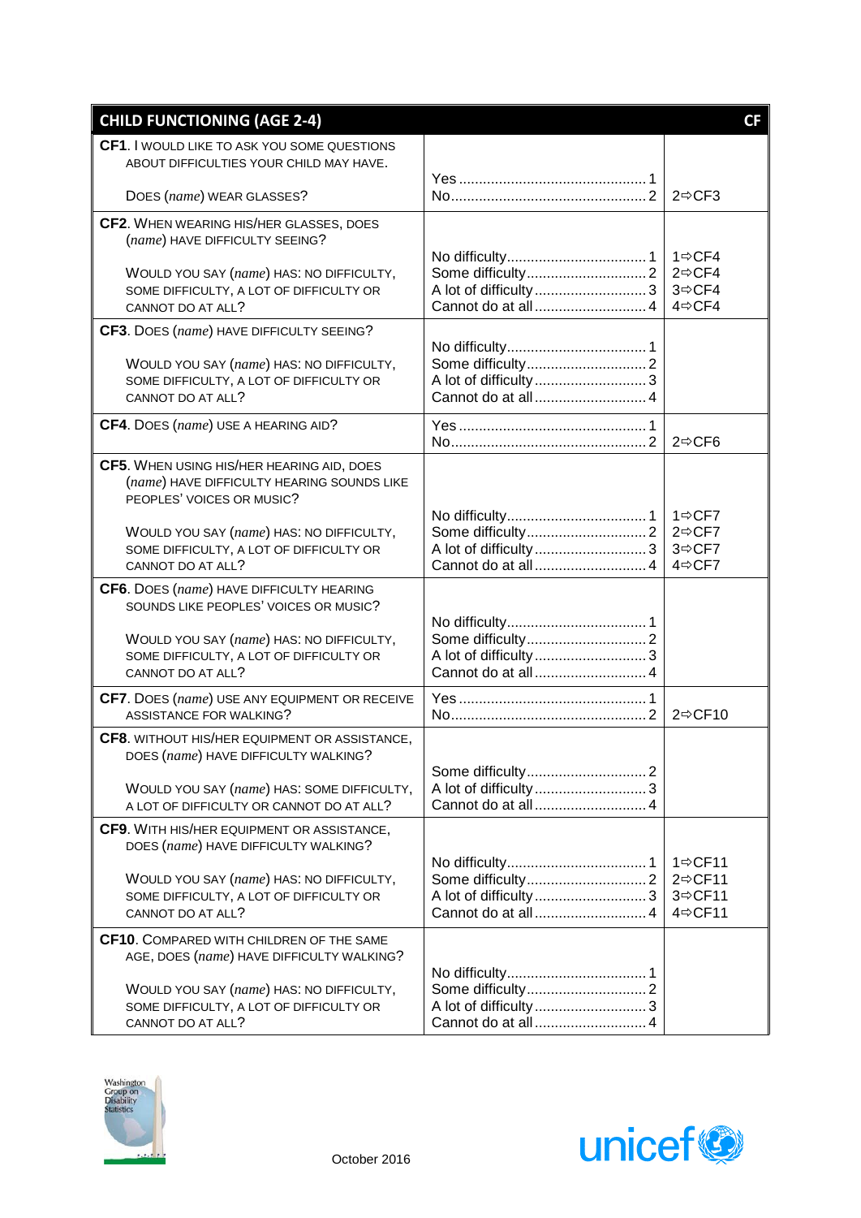| CHILD FUNCTIONING (AGE 2-4) | | CF |
|---|---|---|
| **CF1**. I WOULD LIKE TO ASK YOU SOME QUESTIONS ABOUT DIFFICULTIES YOUR CHILD MAY HAVE.<br><br>DOES (*name*) WEAR GLASSES? | Yes ... 1<br>No ... 2 | <br>2⇨CF3 |
| **CF2**. WHEN WEARING HIS/HER GLASSES, DOES (*name*) HAVE DIFFICULTY SEEING?<br><br>WOULD YOU SAY (*name*) HAS: NO DIFFICULTY, SOME DIFFICULTY, A LOT OF DIFFICULTY OR CANNOT DO AT ALL? | No difficulty ... 1<br>Some difficulty ... 2<br>A lot of difficulty ... 3<br>Cannot do at all ... 4 | 1⇨CF4<br>2⇨CF4<br>3⇨CF4<br>4⇨CF4 |
| **CF3**. DOES (*name*) HAVE DIFFICULTY SEEING?<br><br>WOULD YOU SAY (*name*) HAS: NO DIFFICULTY, SOME DIFFICULTY, A LOT OF DIFFICULTY OR CANNOT DO AT ALL? | No difficulty ... 1<br>Some difficulty ... 2<br>A lot of difficulty ... 3<br>Cannot do at all ... 4 | |
| **CF4**. DOES (*name*) USE A HEARING AID? | Yes ... 1<br>No ... 2 | <br>2⇨CF6 |
| **CF5**. WHEN USING HIS/HER HEARING AID, DOES (*name*) HAVE DIFFICULTY HEARING SOUNDS LIKE PEOPLES' VOICES OR MUSIC?<br><br>WOULD YOU SAY (*name*) HAS: NO DIFFICULTY, SOME DIFFICULTY, A LOT OF DIFFICULTY OR CANNOT DO AT ALL? | No difficulty ... 1<br>Some difficulty ... 2<br>A lot of difficulty ... 3<br>Cannot do at all ... 4 | 1⇨CF7<br>2⇨CF7<br>3⇨CF7<br>4⇨CF7 |
| **CF6**. DOES (*name*) HAVE DIFFICULTY HEARING SOUNDS LIKE PEOPLES' VOICES OR MUSIC?<br><br>WOULD YOU SAY (*name*) HAS: NO DIFFICULTY, SOME DIFFICULTY, A LOT OF DIFFICULTY OR CANNOT DO AT ALL? | No difficulty ... 1<br>Some difficulty ... 2<br>A lot of difficulty ... 3<br>Cannot do at all ... 4 | |
| **CF7**. DOES (*name*) USE ANY EQUIPMENT OR RECEIVE ASSISTANCE FOR WALKING? | Yes ... 1<br>No ... 2 | <br>2⇨CF10 |
| **CF8**. WITHOUT HIS/HER EQUIPMENT OR ASSISTANCE, DOES (*name*) HAVE DIFFICULTY WALKING?<br><br>WOULD YOU SAY (*name*) HAS: SOME DIFFICULTY, A LOT OF DIFFICULTY OR CANNOT DO AT ALL? | Some difficulty ... 2<br>A lot of difficulty ... 3<br>Cannot do at all ... 4 | |
| **CF9**. WITH HIS/HER EQUIPMENT OR ASSISTANCE, DOES (*name*) HAVE DIFFICULTY WALKING?<br><br>WOULD YOU SAY (*name*) HAS: NO DIFFICULTY, SOME DIFFICULTY, A LOT OF DIFFICULTY OR CANNOT DO AT ALL? | No difficulty ... 1<br>Some difficulty ... 2<br>A lot of difficulty ... 3<br>Cannot do at all ... 4 | 1⇨CF11<br>2⇨CF11<br>3⇨CF11<br>4⇨CF11 |
| **CF10**. COMPARED WITH CHILDREN OF THE SAME AGE, DOES (*name*) HAVE DIFFICULTY WALKING?<br><br>WOULD YOU SAY (*name*) HAS: NO DIFFICULTY, SOME DIFFICULTY, A LOT OF DIFFICULTY OR CANNOT DO AT ALL? | No difficulty ... 1<br>Some difficulty ... 2<br>A lot of difficulty ... 3<br>Cannot do at all ... 4 | |

Washington Group on Disability Statistics

October 2016

unicef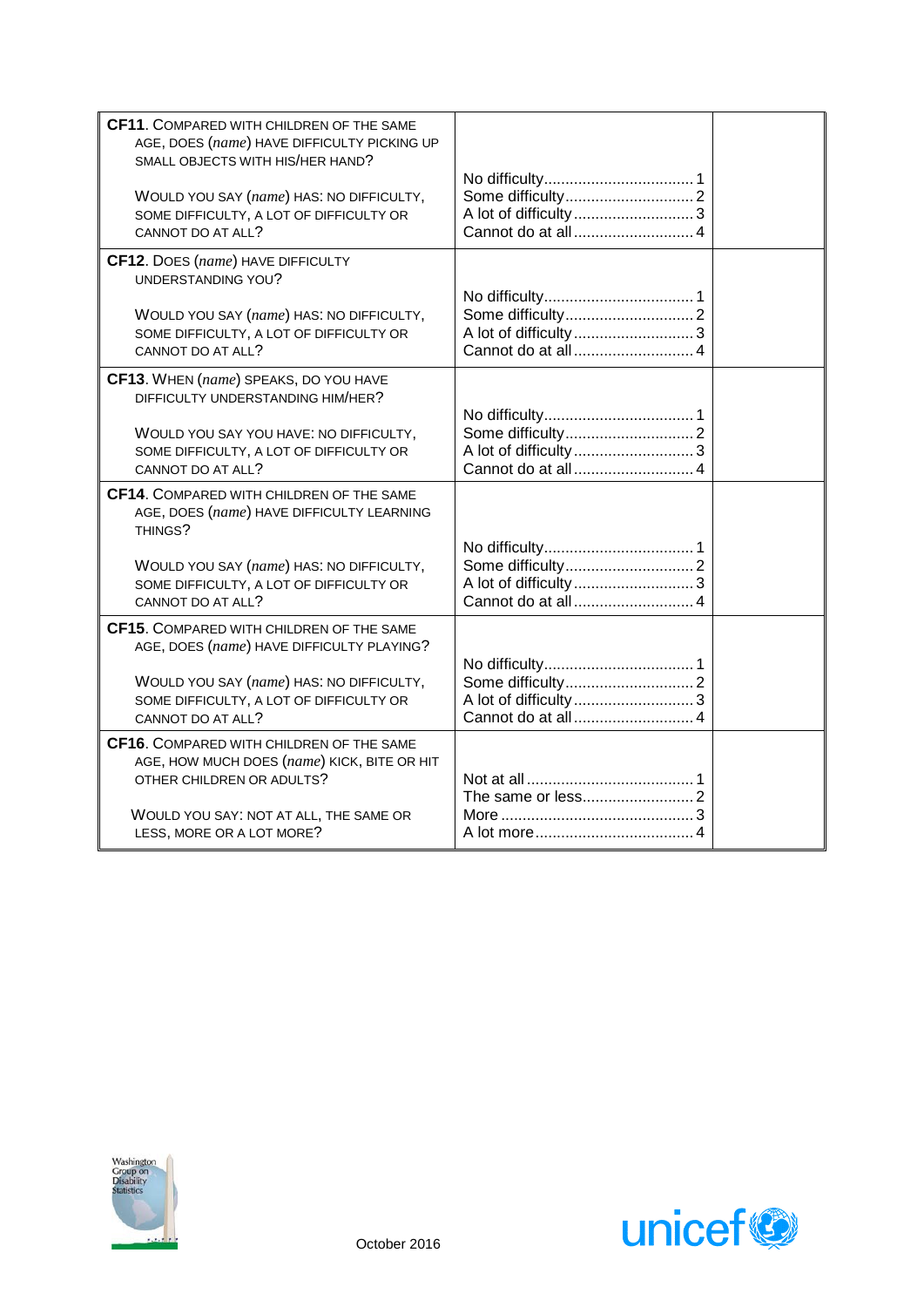| | | |
|---|---|---|
| **CF11**. COMPARED WITH CHILDREN OF THE SAME AGE, DOES (*name*) HAVE DIFFICULTY PICKING UP SMALL OBJECTS WITH HIS/HER HAND?<br><br>WOULD YOU SAY (*name*) HAS: NO DIFFICULTY, SOME DIFFICULTY, A LOT OF DIFFICULTY OR CANNOT DO AT ALL? | No difficulty.................................. 1<br>Some difficulty............................. 2<br>A lot of difficulty........................... 3<br>Cannot do at all........................... 4 | |
| **CF12**. DOES (*name*) HAVE DIFFICULTY UNDERSTANDING YOU?<br><br>WOULD YOU SAY (*name*) HAS: NO DIFFICULTY, SOME DIFFICULTY, A LOT OF DIFFICULTY OR CANNOT DO AT ALL? | No difficulty.................................. 1<br>Some difficulty............................. 2<br>A lot of difficulty........................... 3<br>Cannot do at all........................... 4 | |
| **CF13**. WHEN (*name*) SPEAKS, DO YOU HAVE DIFFICULTY UNDERSTANDING HIM/HER?<br><br>WOULD YOU SAY YOU HAVE: NO DIFFICULTY, SOME DIFFICULTY, A LOT OF DIFFICULTY OR CANNOT DO AT ALL? | No difficulty.................................. 1<br>Some difficulty............................. 2<br>A lot of difficulty........................... 3<br>Cannot do at all........................... 4 | |
| **CF14**. COMPARED WITH CHILDREN OF THE SAME AGE, DOES (*name*) HAVE DIFFICULTY LEARNING THINGS?<br><br>WOULD YOU SAY (*name*) HAS: NO DIFFICULTY, SOME DIFFICULTY, A LOT OF DIFFICULTY OR CANNOT DO AT ALL? | No difficulty.................................. 1<br>Some difficulty............................. 2<br>A lot of difficulty........................... 3<br>Cannot do at all........................... 4 | |
| **CF15**. COMPARED WITH CHILDREN OF THE SAME AGE, DOES (*name*) HAVE DIFFICULTY PLAYING?<br><br>WOULD YOU SAY (*name*) HAS: NO DIFFICULTY, SOME DIFFICULTY, A LOT OF DIFFICULTY OR CANNOT DO AT ALL? | No difficulty.................................. 1<br>Some difficulty............................. 2<br>A lot of difficulty........................... 3<br>Cannot do at all........................... 4 | |
| **CF16**. COMPARED WITH CHILDREN OF THE SAME AGE, HOW MUCH DOES (*name*) KICK, BITE OR HIT OTHER CHILDREN OR ADULTS?<br><br>WOULD YOU SAY: NOT AT ALL, THE SAME OR LESS, MORE OR A LOT MORE? | Not at all...................................... 1<br>The same or less.......................... 2<br>More ............................................ 3<br>A lot more.................................... 4 | |

Washington Group on Disability Statistics

October 2016

unicef